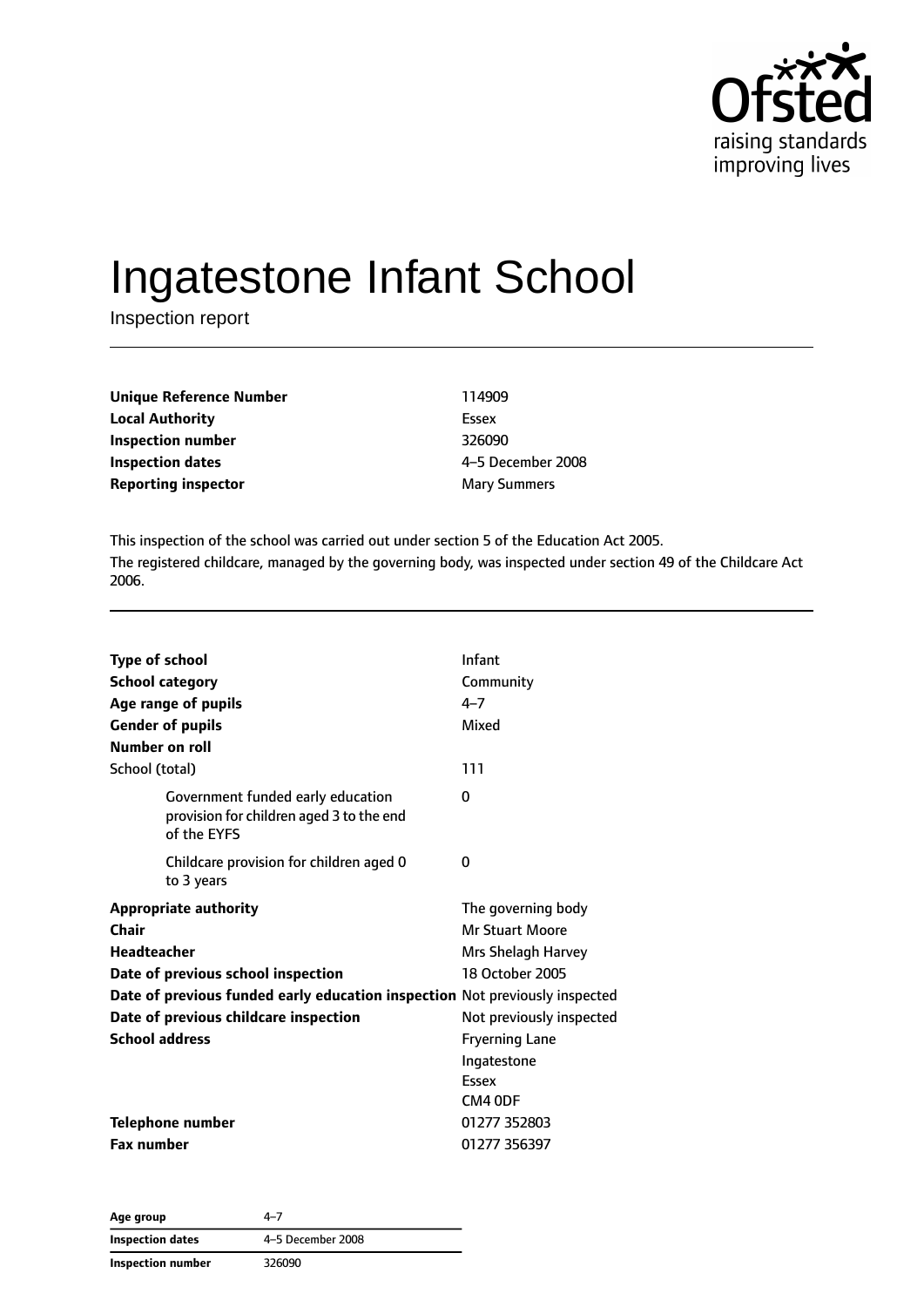# Ingatestone Infant School

Inspection report

| | |
|---|---|
| **Unique Reference Number** | 114909 |
| **Local Authority** | Essex |
| **Inspection number** | 326090 |
| **Inspection dates** | 4–5 December 2008 |
| **Reporting inspector** | Mary Summers |

This inspection of the school was carried out under section 5 of the Education Act 2005.

The registered childcare, managed by the governing body, was inspected under section 49 of the Childcare Act 2006.

| | |
|---|---|
| **Type of school** | Infant |
| **School category** | Community |
| **Age range of pupils** | 4–7 |
| **Gender of pupils** | Mixed |
| **Number on roll** | |
| School (total) | 111 |
| Government funded early education provision for children aged 3 to the end of the EYFS | 0 |
| Childcare provision for children aged 0 to 3 years | 0 |
| **Appropriate authority** | The governing body |
| **Chair** | Mr Stuart Moore |
| **Headteacher** | Mrs Shelagh Harvey |
| **Date of previous school inspection** | 18 October 2005 |
| **Date of previous funded early education inspection** | Not previously inspected |
| **Date of previous childcare inspection** | Not previously inspected |
| **School address** | Fryerning Lane<br>Ingatestone<br>Essex<br>CM4 0DF |
| **Telephone number** | 01277 352803 |
| **Fax number** | 01277 356397 |

| | |
|---|---|
| **Age group** | 4–7 |
| **Inspection dates** | 4–5 December 2008 |
| **Inspection number** | 326090 |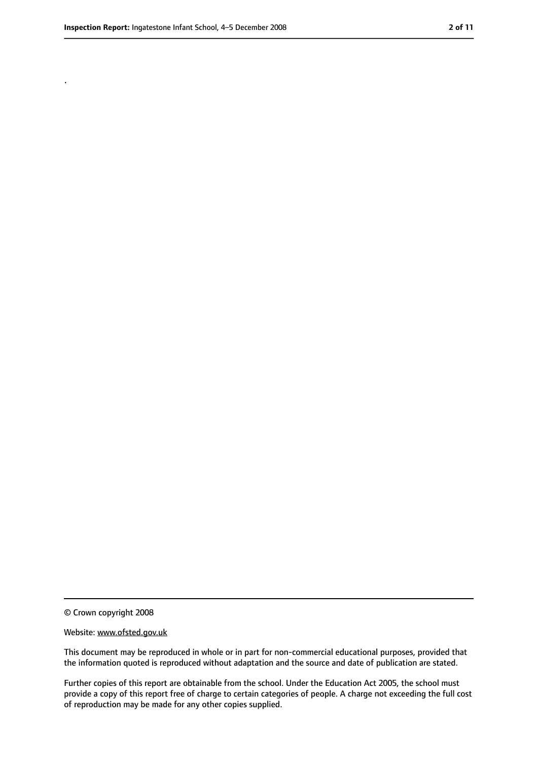.

© Crown copyright 2008

Website: www.ofsted.gov.uk

This document may be reproduced in whole or in part for non-commercial educational purposes, provided that the information quoted is reproduced without adaptation and the source and date of publication are stated.

Further copies of this report are obtainable from the school. Under the Education Act 2005, the school must provide a copy of this report free of charge to certain categories of people. A charge not exceeding the full cost of reproduction may be made for any other copies supplied.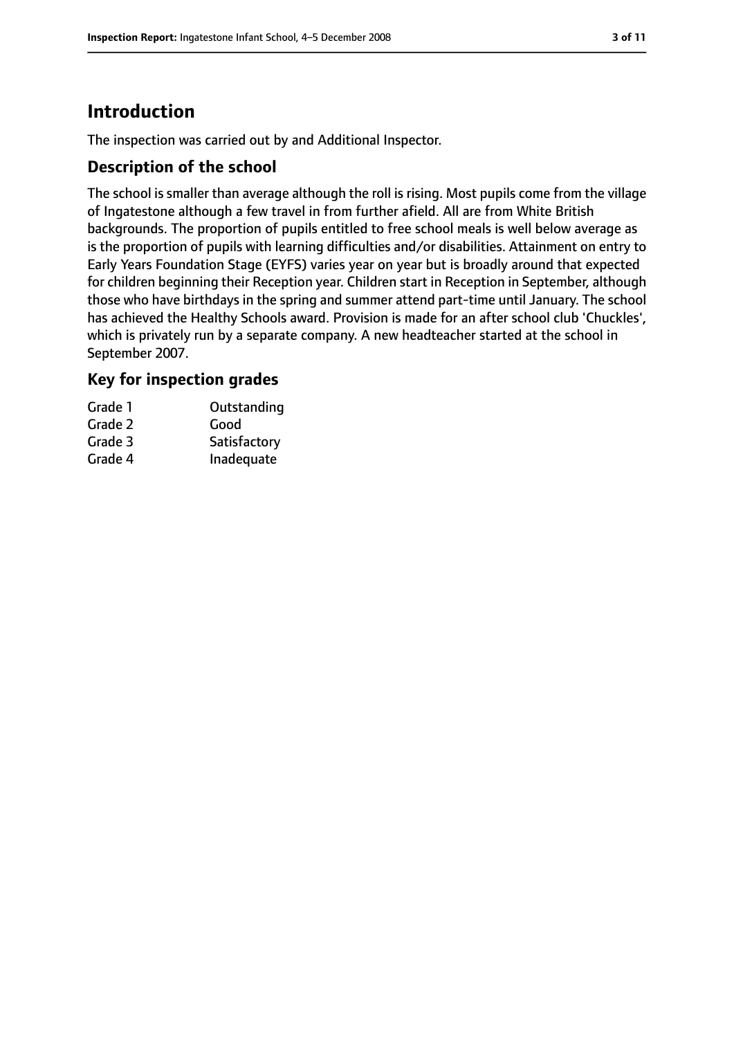# Introduction

The inspection was carried out by and Additional Inspector.

## Description of the school

The school is smaller than average although the roll is rising. Most pupils come from the village of Ingatestone although a few travel in from further afield. All are from White British backgrounds. The proportion of pupils entitled to free school meals is well below average as is the proportion of pupils with learning difficulties and/or disabilities. Attainment on entry to Early Years Foundation Stage (EYFS) varies year on year but is broadly around that expected for children beginning their Reception year. Children start in Reception in September, although those who have birthdays in the spring and summer attend part-time until January. The school has achieved the Healthy Schools award. Provision is made for an after school club 'Chuckles', which is privately run by a separate company. A new headteacher started at the school in September 2007.

## Key for inspection grades

| | |
|---|---|
| Grade 1 | Outstanding |
| Grade 2 | Good |
| Grade 3 | Satisfactory |
| Grade 4 | Inadequate |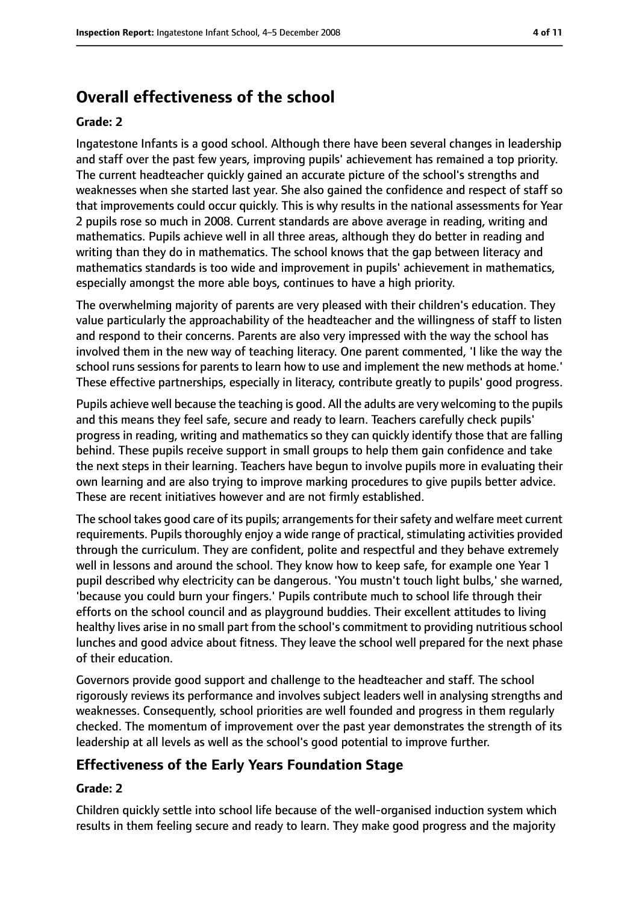## Overall effectiveness of the school

**Grade: 2**

Ingatestone Infants is a good school. Although there have been several changes in leadership and staff over the past few years, improving pupils' achievement has remained a top priority. The current headteacher quickly gained an accurate picture of the school's strengths and weaknesses when she started last year. She also gained the confidence and respect of staff so that improvements could occur quickly. This is why results in the national assessments for Year 2 pupils rose so much in 2008. Current standards are above average in reading, writing and mathematics. Pupils achieve well in all three areas, although they do better in reading and writing than they do in mathematics. The school knows that the gap between literacy and mathematics standards is too wide and improvement in pupils' achievement in mathematics, especially amongst the more able boys, continues to have a high priority.

The overwhelming majority of parents are very pleased with their children's education. They value particularly the approachability of the headteacher and the willingness of staff to listen and respond to their concerns. Parents are also very impressed with the way the school has involved them in the new way of teaching literacy. One parent commented, 'I like the way the school runs sessions for parents to learn how to use and implement the new methods at home.' These effective partnerships, especially in literacy, contribute greatly to pupils' good progress.

Pupils achieve well because the teaching is good. All the adults are very welcoming to the pupils and this means they feel safe, secure and ready to learn. Teachers carefully check pupils' progress in reading, writing and mathematics so they can quickly identify those that are falling behind. These pupils receive support in small groups to help them gain confidence and take the next steps in their learning. Teachers have begun to involve pupils more in evaluating their own learning and are also trying to improve marking procedures to give pupils better advice. These are recent initiatives however and are not firmly established.

The school takes good care of its pupils; arrangements for their safety and welfare meet current requirements. Pupils thoroughly enjoy a wide range of practical, stimulating activities provided through the curriculum. They are confident, polite and respectful and they behave extremely well in lessons and around the school. They know how to keep safe, for example one Year 1 pupil described why electricity can be dangerous. 'You mustn't touch light bulbs,' she warned, 'because you could burn your fingers.' Pupils contribute much to school life through their efforts on the school council and as playground buddies. Their excellent attitudes to living healthy lives arise in no small part from the school's commitment to providing nutritious school lunches and good advice about fitness. They leave the school well prepared for the next phase of their education.

Governors provide good support and challenge to the headteacher and staff. The school rigorously reviews its performance and involves subject leaders well in analysing strengths and weaknesses. Consequently, school priorities are well founded and progress in them regularly checked. The momentum of improvement over the past year demonstrates the strength of its leadership at all levels as well as the school's good potential to improve further.

## Effectiveness of the Early Years Foundation Stage

**Grade: 2**

Children quickly settle into school life because of the well-organised induction system which results in them feeling secure and ready to learn. They make good progress and the majority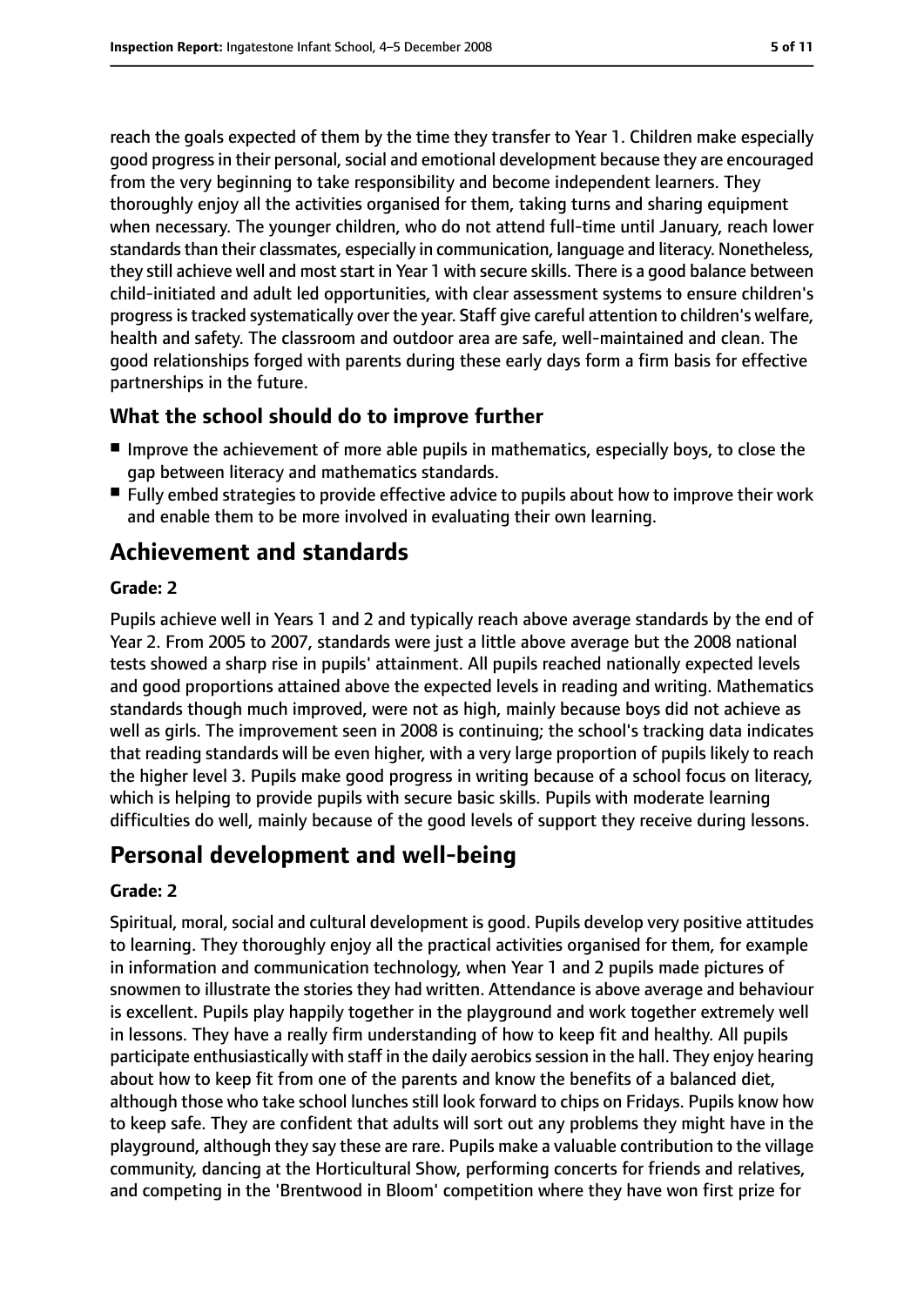reach the goals expected of them by the time they transfer to Year 1. Children make especially good progress in their personal, social and emotional development because they are encouraged from the very beginning to take responsibility and become independent learners. They thoroughly enjoy all the activities organised for them, taking turns and sharing equipment when necessary. The younger children, who do not attend full-time until January, reach lower standards than their classmates, especially in communication, language and literacy. Nonetheless, they still achieve well and most start in Year 1 with secure skills. There is a good balance between child-initiated and adult led opportunities, with clear assessment systems to ensure children's progress is tracked systematically over the year. Staff give careful attention to children's welfare, health and safety. The classroom and outdoor area are safe, well-maintained and clean. The good relationships forged with parents during these early days form a firm basis for effective partnerships in the future.

### What the school should do to improve further

- Improve the achievement of more able pupils in mathematics, especially boys, to close the gap between literacy and mathematics standards.
- Fully embed strategies to provide effective advice to pupils about how to improve their work and enable them to be more involved in evaluating their own learning.

## Achievement and standards

#### Grade: 2

Pupils achieve well in Years 1 and 2 and typically reach above average standards by the end of Year 2. From 2005 to 2007, standards were just a little above average but the 2008 national tests showed a sharp rise in pupils' attainment. All pupils reached nationally expected levels and good proportions attained above the expected levels in reading and writing. Mathematics standards though much improved, were not as high, mainly because boys did not achieve as well as girls. The improvement seen in 2008 is continuing; the school's tracking data indicates that reading standards will be even higher, with a very large proportion of pupils likely to reach the higher level 3. Pupils make good progress in writing because of a school focus on literacy, which is helping to provide pupils with secure basic skills. Pupils with moderate learning difficulties do well, mainly because of the good levels of support they receive during lessons.

## Personal development and well-being

#### Grade: 2

Spiritual, moral, social and cultural development is good. Pupils develop very positive attitudes to learning. They thoroughly enjoy all the practical activities organised for them, for example in information and communication technology, when Year 1 and 2 pupils made pictures of snowmen to illustrate the stories they had written. Attendance is above average and behaviour is excellent. Pupils play happily together in the playground and work together extremely well in lessons. They have a really firm understanding of how to keep fit and healthy. All pupils participate enthusiastically with staff in the daily aerobics session in the hall. They enjoy hearing about how to keep fit from one of the parents and know the benefits of a balanced diet, although those who take school lunches still look forward to chips on Fridays. Pupils know how to keep safe. They are confident that adults will sort out any problems they might have in the playground, although they say these are rare. Pupils make a valuable contribution to the village community, dancing at the Horticultural Show, performing concerts for friends and relatives, and competing in the 'Brentwood in Bloom' competition where they have won first prize for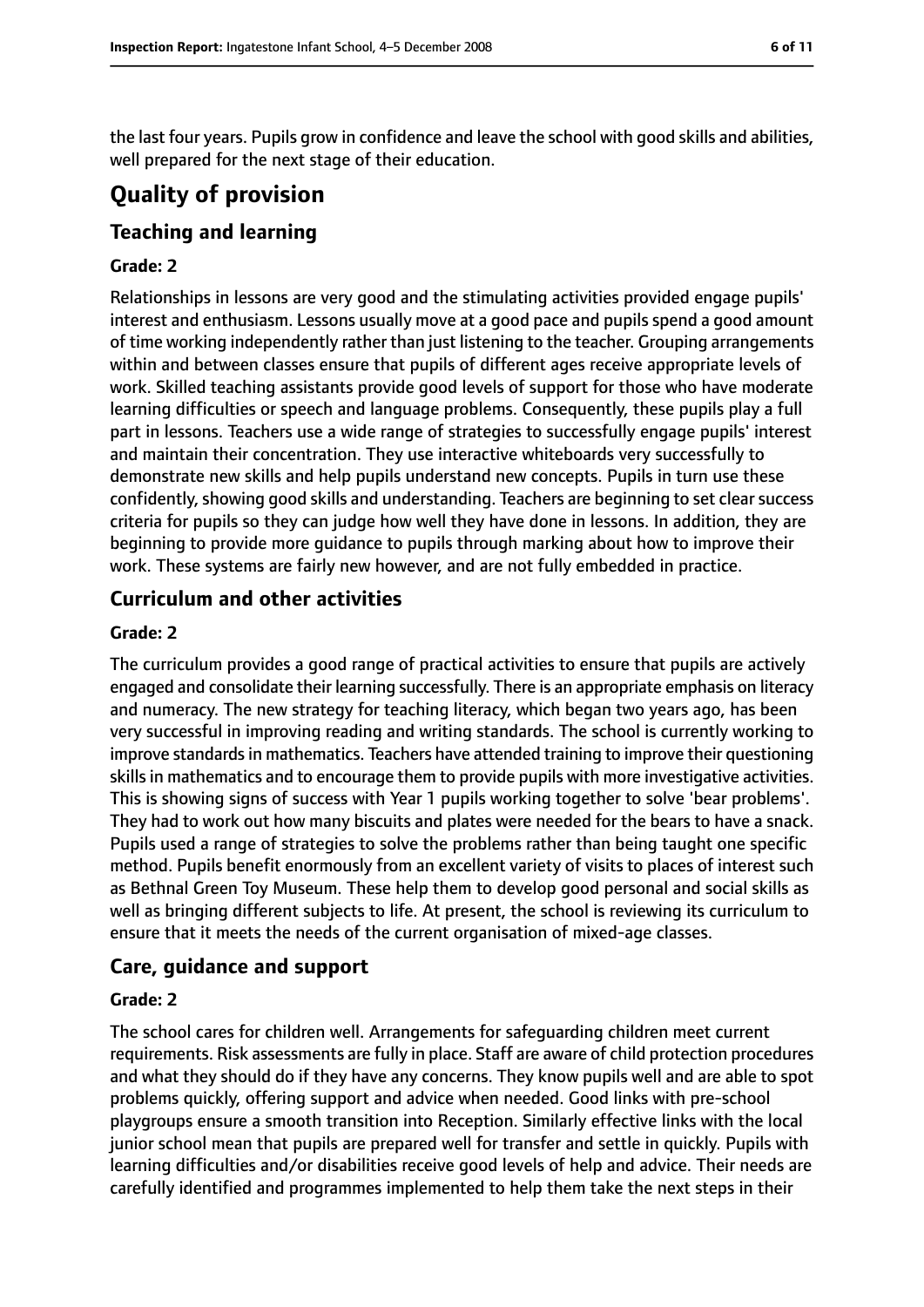the last four years. Pupils grow in confidence and leave the school with good skills and abilities, well prepared for the next stage of their education.

# Quality of provision

## Teaching and learning

### Grade: 2

Relationships in lessons are very good and the stimulating activities provided engage pupils' interest and enthusiasm. Lessons usually move at a good pace and pupils spend a good amount of time working independently rather than just listening to the teacher. Grouping arrangements within and between classes ensure that pupils of different ages receive appropriate levels of work. Skilled teaching assistants provide good levels of support for those who have moderate learning difficulties or speech and language problems. Consequently, these pupils play a full part in lessons. Teachers use a wide range of strategies to successfully engage pupils' interest and maintain their concentration. They use interactive whiteboards very successfully to demonstrate new skills and help pupils understand new concepts. Pupils in turn use these confidently, showing good skills and understanding. Teachers are beginning to set clear success criteria for pupils so they can judge how well they have done in lessons. In addition, they are beginning to provide more guidance to pupils through marking about how to improve their work. These systems are fairly new however, and are not fully embedded in practice.

## Curriculum and other activities

### Grade: 2

The curriculum provides a good range of practical activities to ensure that pupils are actively engaged and consolidate their learning successfully. There is an appropriate emphasis on literacy and numeracy. The new strategy for teaching literacy, which began two years ago, has been very successful in improving reading and writing standards. The school is currently working to improve standards in mathematics. Teachers have attended training to improve their questioning skills in mathematics and to encourage them to provide pupils with more investigative activities. This is showing signs of success with Year 1 pupils working together to solve 'bear problems'. They had to work out how many biscuits and plates were needed for the bears to have a snack. Pupils used a range of strategies to solve the problems rather than being taught one specific method. Pupils benefit enormously from an excellent variety of visits to places of interest such as Bethnal Green Toy Museum. These help them to develop good personal and social skills as well as bringing different subjects to life. At present, the school is reviewing its curriculum to ensure that it meets the needs of the current organisation of mixed-age classes.

## Care, guidance and support

### Grade: 2

The school cares for children well. Arrangements for safeguarding children meet current requirements. Risk assessments are fully in place. Staff are aware of child protection procedures and what they should do if they have any concerns. They know pupils well and are able to spot problems quickly, offering support and advice when needed. Good links with pre-school playgroups ensure a smooth transition into Reception. Similarly effective links with the local junior school mean that pupils are prepared well for transfer and settle in quickly. Pupils with learning difficulties and/or disabilities receive good levels of help and advice. Their needs are carefully identified and programmes implemented to help them take the next steps in their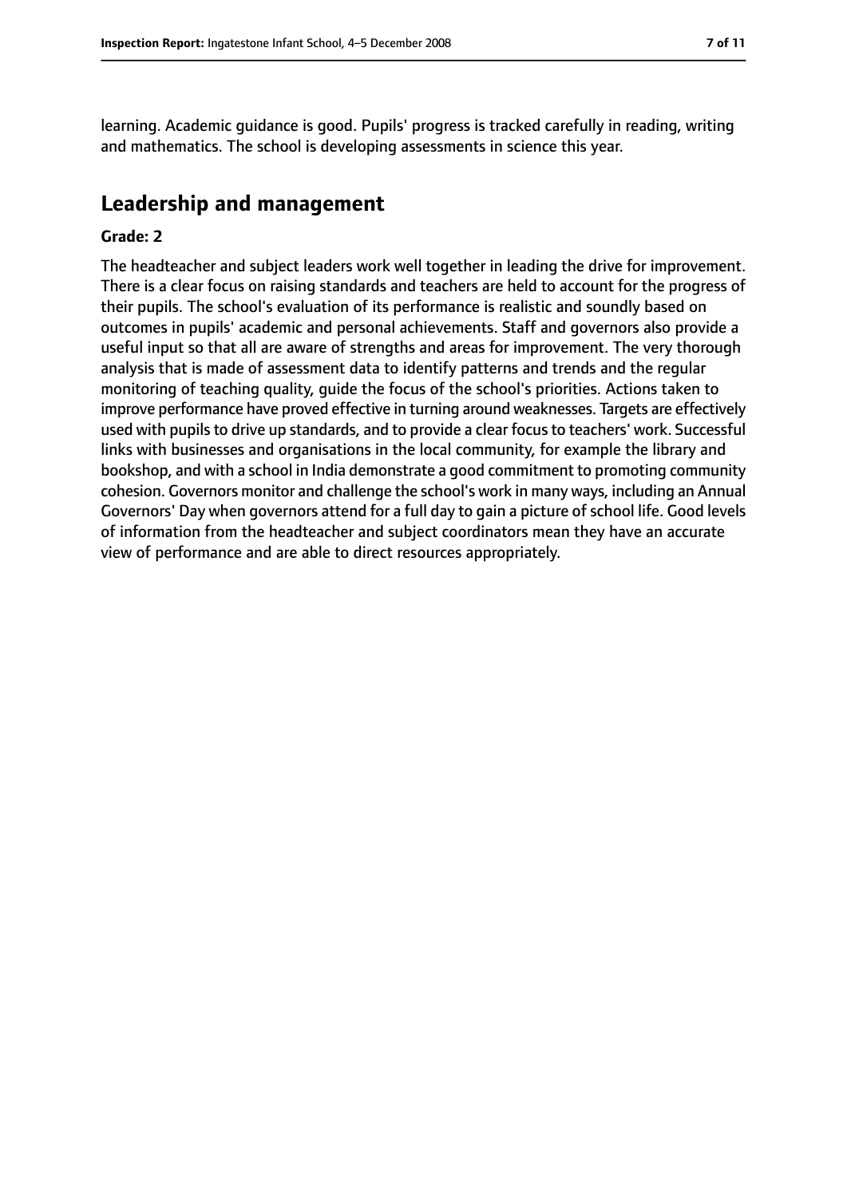learning. Academic guidance is good. Pupils' progress is tracked carefully in reading, writing and mathematics. The school is developing assessments in science this year.

## Leadership and management

**Grade: 2**

The headteacher and subject leaders work well together in leading the drive for improvement. There is a clear focus on raising standards and teachers are held to account for the progress of their pupils. The school's evaluation of its performance is realistic and soundly based on outcomes in pupils' academic and personal achievements. Staff and governors also provide a useful input so that all are aware of strengths and areas for improvement. The very thorough analysis that is made of assessment data to identify patterns and trends and the regular monitoring of teaching quality, guide the focus of the school's priorities. Actions taken to improve performance have proved effective in turning around weaknesses. Targets are effectively used with pupils to drive up standards, and to provide a clear focus to teachers' work. Successful links with businesses and organisations in the local community, for example the library and bookshop, and with a school in India demonstrate a good commitment to promoting community cohesion. Governors monitor and challenge the school's work in many ways, including an Annual Governors' Day when governors attend for a full day to gain a picture of school life. Good levels of information from the headteacher and subject coordinators mean they have an accurate view of performance and are able to direct resources appropriately.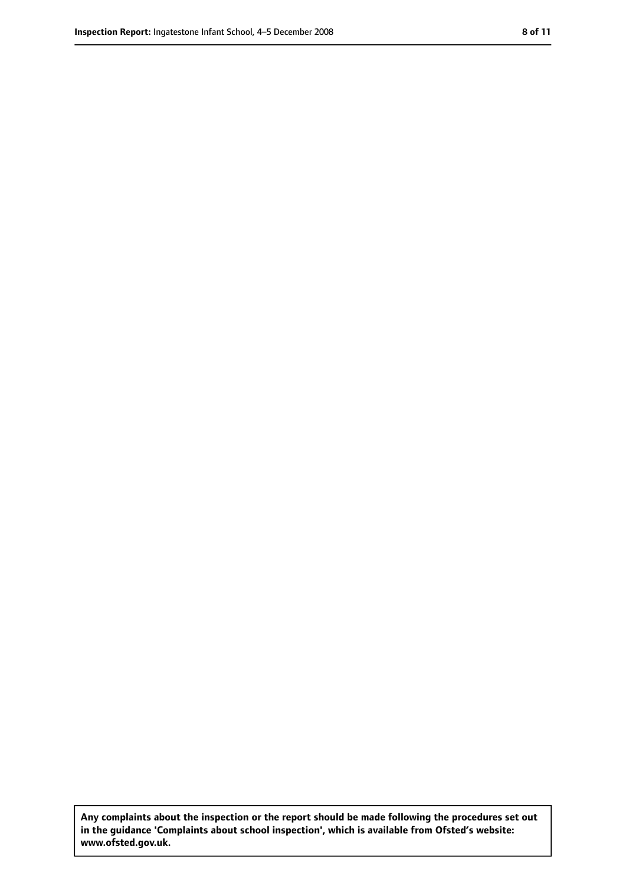**Any complaints about the inspection or the report should be made following the procedures set out in the guidance 'Complaints about school inspection', which is available from Ofsted's website: www.ofsted.gov.uk.**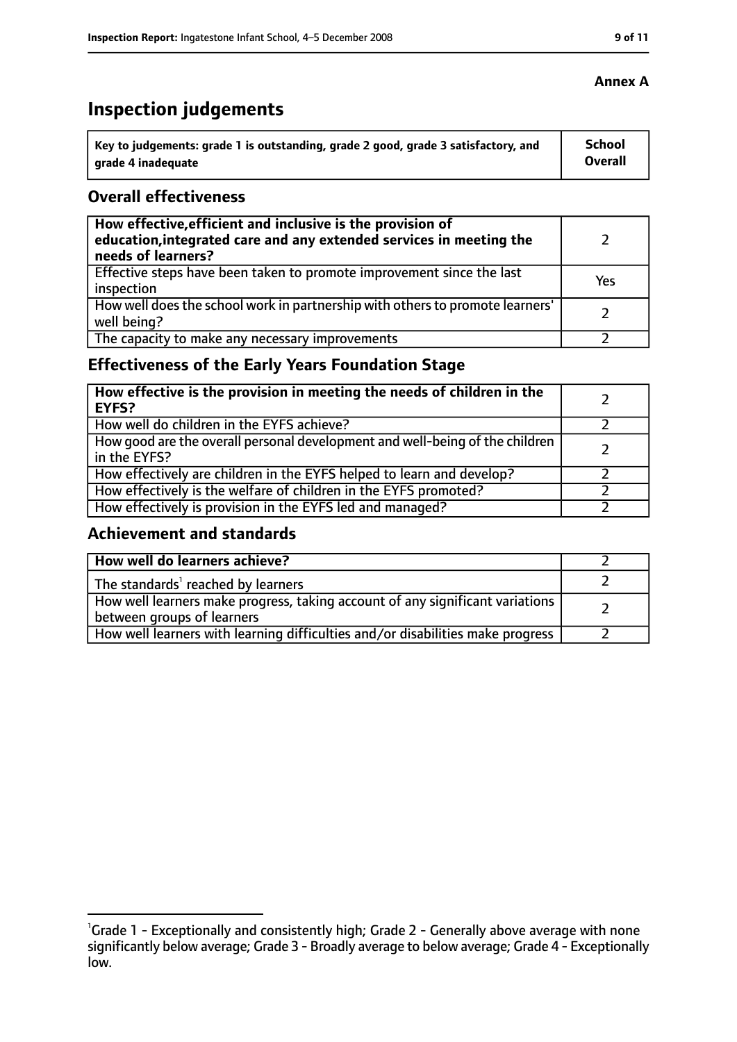**Annex A**

# Inspection judgements

| Key to judgements: grade 1 is outstanding, grade 2 good, grade 3 satisfactory, and grade 4 inadequate | School Overall |
|---|---|

## Overall effectiveness

| | |
|---|---|
| **How effective, efficient and inclusive is the provision of education, integrated care and any extended services in meeting the needs of learners?** | 2 |
| Effective steps have been taken to promote improvement since the last inspection | Yes |
| How well does the school work in partnership with others to promote learners' well being? | 2 |
| The capacity to make any necessary improvements | 2 |

## Effectiveness of the Early Years Foundation Stage

| | |
|---|---|
| **How effective is the provision in meeting the needs of children in the EYFS?** | 2 |
| How well do children in the EYFS achieve? | 2 |
| How good are the overall personal development and well-being of the children in the EYFS? | 2 |
| How effectively are children in the EYFS helped to learn and develop? | 2 |
| How effectively is the welfare of children in the EYFS promoted? | 2 |
| How effectively is provision in the EYFS led and managed? | 2 |

## Achievement and standards

| | |
|---|---|
| **How well do learners achieve?** | 2 |
| The standards[1] reached by learners | 2 |
| How well learners make progress, taking account of any significant variations between groups of learners | 2 |
| How well learners with learning difficulties and/or disabilities make progress | 2 |

[1]Grade 1 - Exceptionally and consistently high; Grade 2 - Generally above average with none significantly below average; Grade 3 - Broadly average to below average; Grade 4 - Exceptionally low.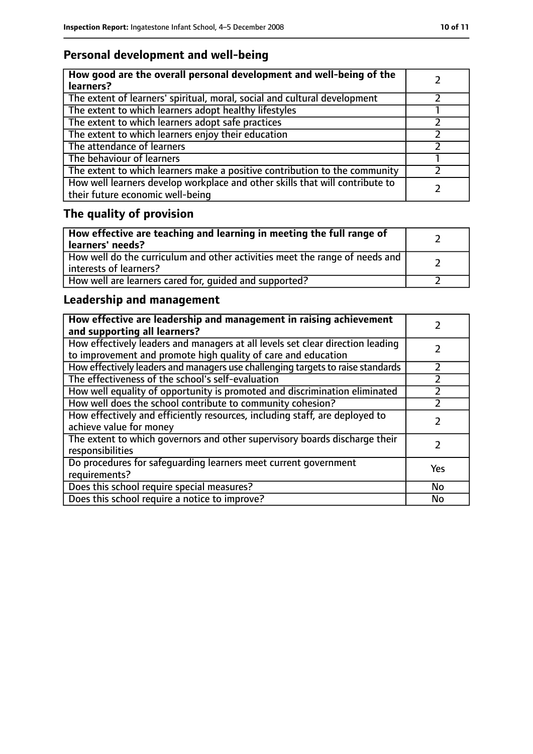## Personal development and well-being

| How good are the overall personal development and well-being of the learners? | 2 |
|---|---|
| The extent of learners' spiritual, moral, social and cultural development | 2 |
| The extent to which learners adopt healthy lifestyles | 1 |
| The extent to which learners adopt safe practices | 2 |
| The extent to which learners enjoy their education | 2 |
| The attendance of learners | 2 |
| The behaviour of learners | 1 |
| The extent to which learners make a positive contribution to the community | 2 |
| How well learners develop workplace and other skills that will contribute to their future economic well-being | 2 |

## The quality of provision

| How effective are teaching and learning in meeting the full range of learners' needs? | 2 |
|---|---|
| How well do the curriculum and other activities meet the range of needs and interests of learners? | 2 |
| How well are learners cared for, guided and supported? | 2 |

## Leadership and management

| How effective are leadership and management in raising achievement and supporting all learners? | 2 |
|---|---|
| How effectively leaders and managers at all levels set clear direction leading to improvement and promote high quality of care and education | 2 |
| How effectively leaders and managers use challenging targets to raise standards | 2 |
| The effectiveness of the school's self-evaluation | 2 |
| How well equality of opportunity is promoted and discrimination eliminated | 2 |
| How well does the school contribute to community cohesion? | 2 |
| How effectively and efficiently resources, including staff, are deployed to achieve value for money | 2 |
| The extent to which governors and other supervisory boards discharge their responsibilities | 2 |
| Do procedures for safeguarding learners meet current government requirements? | Yes |
| Does this school require special measures? | No |
| Does this school require a notice to improve? | No |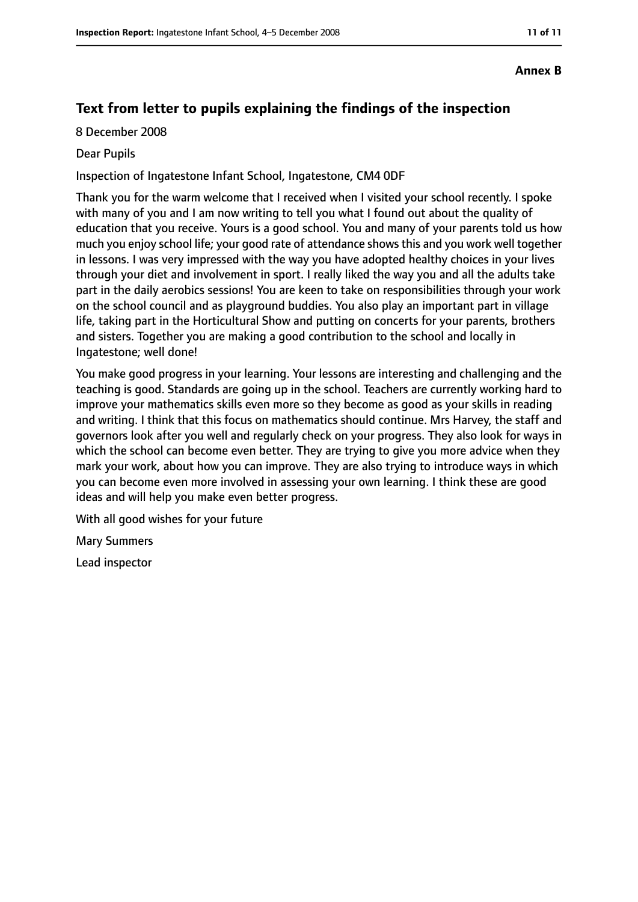**Annex B**

## Text from letter to pupils explaining the findings of the inspection

8 December 2008

Dear Pupils

Inspection of Ingatestone Infant School, Ingatestone, CM4 0DF

Thank you for the warm welcome that I received when I visited your school recently. I spoke with many of you and I am now writing to tell you what I found out about the quality of education that you receive. Yours is a good school. You and many of your parents told us how much you enjoy school life; your good rate of attendance shows this and you work well together in lessons. I was very impressed with the way you have adopted healthy choices in your lives through your diet and involvement in sport. I really liked the way you and all the adults take part in the daily aerobics sessions! You are keen to take on responsibilities through your work on the school council and as playground buddies. You also play an important part in village life, taking part in the Horticultural Show and putting on concerts for your parents, brothers and sisters. Together you are making a good contribution to the school and locally in Ingatestone; well done!

You make good progress in your learning. Your lessons are interesting and challenging and the teaching is good. Standards are going up in the school. Teachers are currently working hard to improve your mathematics skills even more so they become as good as your skills in reading and writing. I think that this focus on mathematics should continue. Mrs Harvey, the staff and governors look after you well and regularly check on your progress. They also look for ways in which the school can become even better. They are trying to give you more advice when they mark your work, about how you can improve. They are also trying to introduce ways in which you can become even more involved in assessing your own learning. I think these are good ideas and will help you make even better progress.

With all good wishes for your future

Mary Summers

Lead inspector